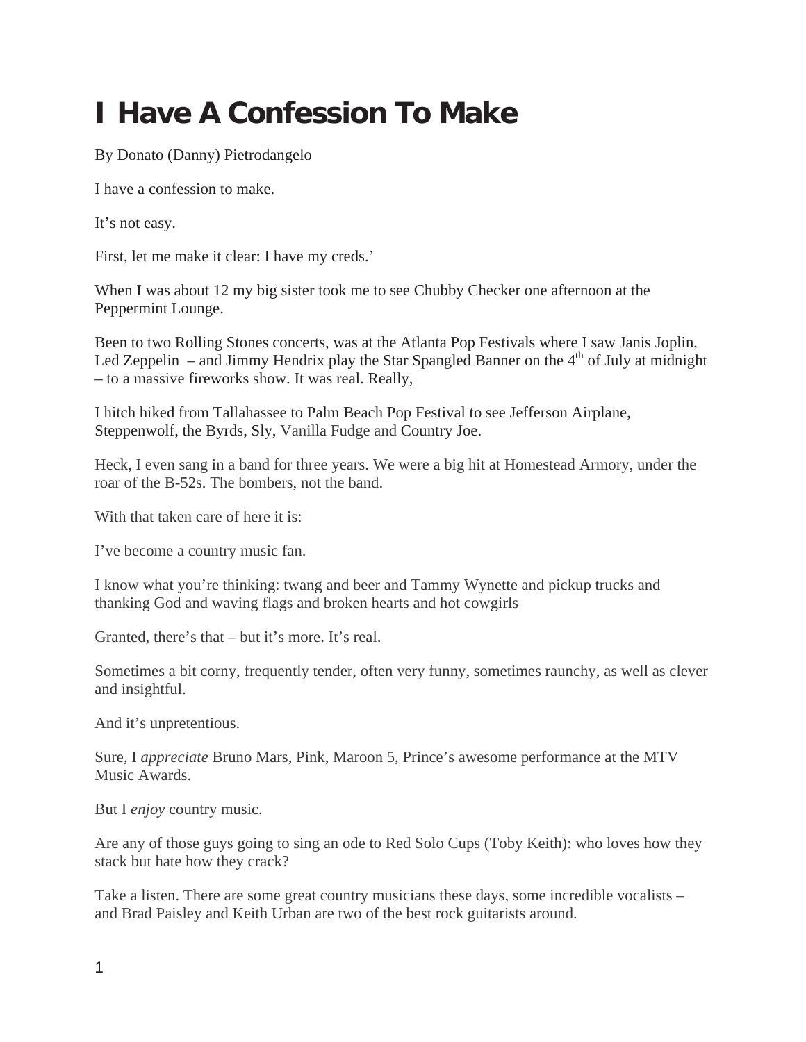# I Have A Confession To Make

By Donato (Danny) Pietrodangelo

I have a confession to make.

It's not easy.

First, let me make it clear: I have my creds.'

When I was about 12 my big sister took me to see Chubby Checker one afternoon at the Peppermint Lounge.

Been to two Rolling Stones concerts, was at the Atlanta Pop Festivals where I saw Janis Joplin, Led Zeppelin – and Jimmy Hendrix play the Star Spangled Banner on the 4th of July at midnight – to a massive fireworks show. It was real. Really,

I hitch hiked from Tallahassee to Palm Beach Pop Festival to see Jefferson Airplane, Steppenwolf, the Byrds, Sly, Vanilla Fudge and Country Joe.

Heck, I even sang in a band for three years. We were a big hit at Homestead Armory, under the roar of the B-52s. The bombers, not the band.

With that taken care of here it is:

I've become a country music fan.

I know what you're thinking: twang and beer and Tammy Wynette and pickup trucks and thanking God and waving flags and broken hearts and hot cowgirls

Granted, there's that – but it's more. It's real.

Sometimes a bit corny, frequently tender, often very funny, sometimes raunchy, as well as clever and insightful.

And it's unpretentious.

Sure, I *appreciate* Bruno Mars, Pink, Maroon 5, Prince's awesome performance at the MTV Music Awards.

But I *enjoy* country music.

Are any of those guys going to sing an ode to Red Solo Cups (Toby Keith): who loves how they stack but hate how they crack?

Take a listen. There are some great country musicians these days, some incredible vocalists – and Brad Paisley and Keith Urban are two of the best rock guitarists around.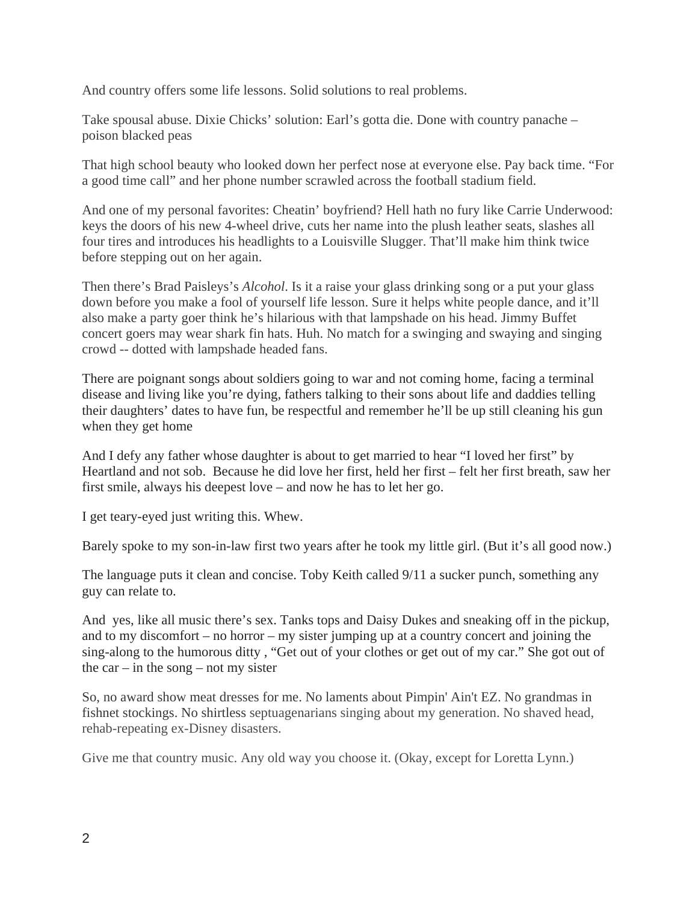And country offers some life lessons. Solid solutions to real problems.

Take spousal abuse. Dixie Chicks' solution: Earl's gotta die. Done with country panache – poison blacked peas

That high school beauty who looked down her perfect nose at everyone else. Pay back time. "For a good time call" and her phone number scrawled across the football stadium field.

And one of my personal favorites: Cheatin' boyfriend? Hell hath no fury like Carrie Underwood: keys the doors of his new 4-wheel drive, cuts her name into the plush leather seats, slashes all four tires and introduces his headlights to a Louisville Slugger. That'll make him think twice before stepping out on her again.

Then there's Brad Paisleys's *Alcohol*. Is it a raise your glass drinking song or a put your glass down before you make a fool of yourself life lesson. Sure it helps white people dance, and it'll also make a party goer think he's hilarious with that lampshade on his head. Jimmy Buffet concert goers may wear shark fin hats. Huh. No match for a swinging and swaying and singing crowd -- dotted with lampshade headed fans.

There are poignant songs about soldiers going to war and not coming home, facing a terminal disease and living like you're dying, fathers talking to their sons about life and daddies telling their daughters' dates to have fun, be respectful and remember he'll be up still cleaning his gun when they get home

And I defy any father whose daughter is about to get married to hear "I loved her first" by Heartland and not sob. Because he did love her first, held her first – felt her first breath, saw her first smile, always his deepest love – and now he has to let her go.

I get teary-eyed just writing this. Whew.

Barely spoke to my son-in-law first two years after he took my little girl. (But it's all good now.)

The language puts it clean and concise. Toby Keith called 9/11 a sucker punch, something any guy can relate to.

And yes, like all music there's sex. Tanks tops and Daisy Dukes and sneaking off in the pickup, and to my discomfort – no horror – my sister jumping up at a country concert and joining the sing-along to the humorous ditty , "Get out of your clothes or get out of my car." She got out of the car – in the song – not my sister

So, no award show meat dresses for me. No laments about Pimpin' Ain't EZ. No grandmas in fishnet stockings. No shirtless septuagenarians singing about my generation. No shaved head, rehab-repeating ex-Disney disasters.

Give me that country music. Any old way you choose it. (Okay, except for Loretta Lynn.)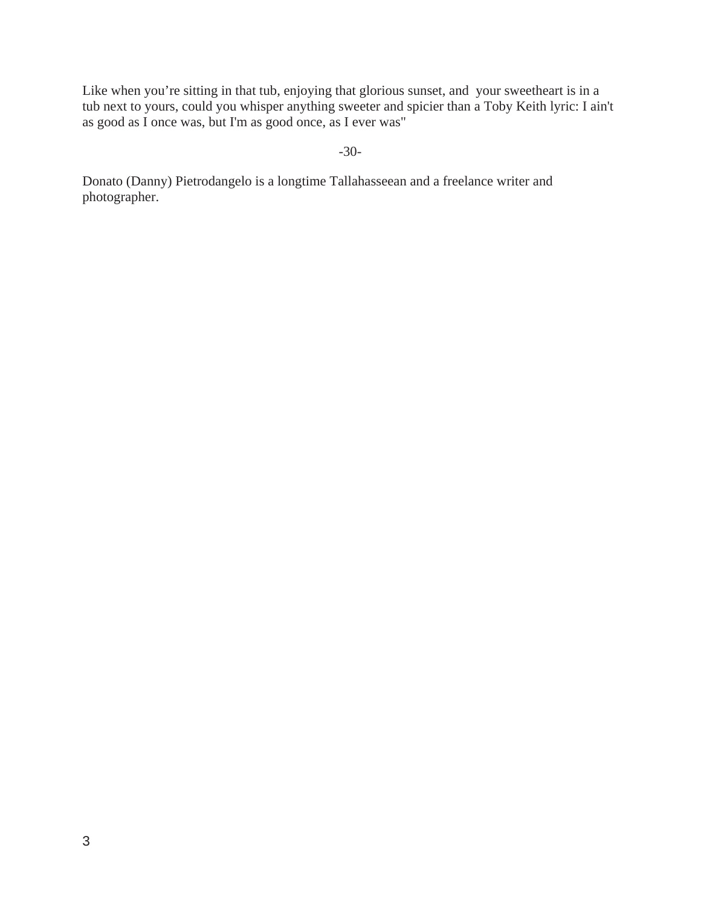Like when you're sitting in that tub, enjoying that glorious sunset, and your sweetheart is in a tub next to yours, could you whisper anything sweeter and spicier than a Toby Keith lyric: I ain't as good as I once was, but I'm as good once, as I ever was"

-30-

Donato (Danny) Pietrodangelo is a longtime Tallahasseean and a freelance writer and photographer.